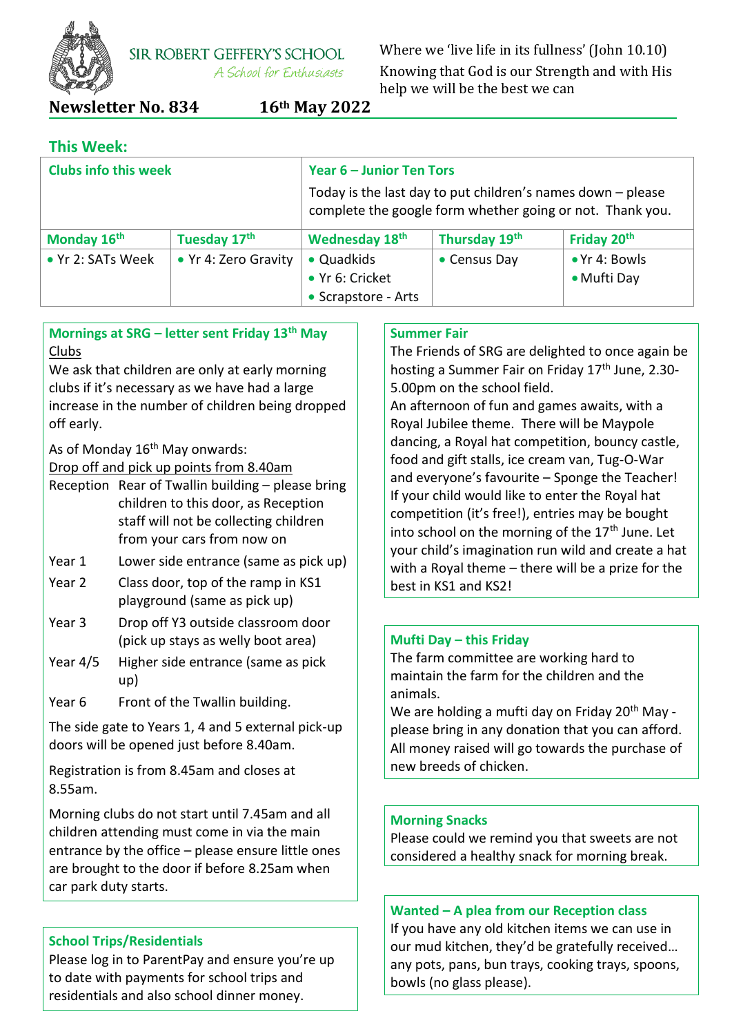SIR ROBERT GEFFERY'S SCHOOL

*A School for Enthusiasts*

Where we 'live life in its fullness' (John 10.10)

Knowing that God is our Strength and with His help we will be the best we can

**Newsletter No. 834** **16th May 2022**

## This Week:

| Clubs info this week | | Year 6 – Junior Ten Tors<br>Today is the last day to put children's names down – please complete the google form whether going or not. Thank you. | | |
|---|---|---|---|---|
| **Monday 16th** | **Tuesday 17th** | **Wednesday 18th** | **Thursday 19th** | **Friday 20th** |
| • Yr 2: SATs Week | • Yr 4: Zero Gravity | • Quadkids<br>• Yr 6: Cricket<br>• Scrapstore - Arts | • Census Day | • Yr 4: Bowls<br>• Mufti Day |

### Mornings at SRG – letter sent Friday 13th May

Clubs

We ask that children are only at early morning clubs if it's necessary as we have had a large increase in the number of children being dropped off early.

As of Monday 16th May onwards:

Drop off and pick up points from 8.40am

| | |
|---|---|
| Reception | Rear of Twallin building – please bring children to this door, as Reception staff will not be collecting children from your cars from now on |
| Year 1 | Lower side entrance (same as pick up) |
| Year 2 | Class door, top of the ramp in KS1 playground (same as pick up) |
| Year 3 | Drop off Y3 outside classroom door (pick up stays as welly boot area) |
| Year 4/5 | Higher side entrance (same as pick up) |
| Year 6 | Front of the Twallin building. |

The side gate to Years 1, 4 and 5 external pick-up doors will be opened just before 8.40am.

Registration is from 8.45am and closes at 8.55am.

Morning clubs do not start until 7.45am and all children attending must come in via the main entrance by the office – please ensure little ones are brought to the door if before 8.25am when car park duty starts.

### School Trips/Residentials

Please log in to ParentPay and ensure you're up to date with payments for school trips and residentials and also school dinner money.

### Summer Fair

The Friends of SRG are delighted to once again be hosting a Summer Fair on Friday 17th June, 2.30-5.00pm on the school field.

An afternoon of fun and games awaits, with a Royal Jubilee theme. There will be Maypole dancing, a Royal hat competition, bouncy castle, food and gift stalls, ice cream van, Tug-O-War and everyone's favourite – Sponge the Teacher! If your child would like to enter the Royal hat competition (it's free!), entries may be bought into school on the morning of the 17th June. Let your child's imagination run wild and create a hat with a Royal theme – there will be a prize for the best in KS1 and KS2!

### Mufti Day – this Friday

The farm committee are working hard to maintain the farm for the children and the animals.

We are holding a mufti day on Friday 20th May - please bring in any donation that you can afford. All money raised will go towards the purchase of new breeds of chicken.

### Morning Snacks

Please could we remind you that sweets are not considered a healthy snack for morning break.

### Wanted – A plea from our Reception class

If you have any old kitchen items we can use in our mud kitchen, they'd be gratefully received… any pots, pans, bun trays, cooking trays, spoons, bowls (no glass please).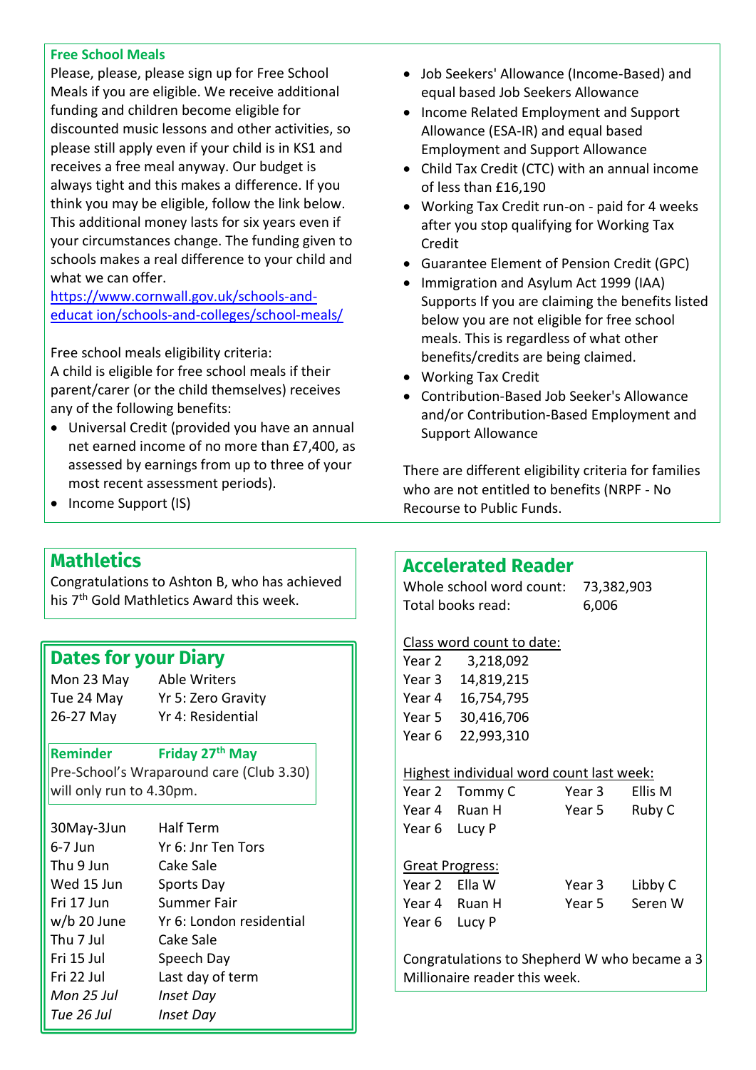## Free School Meals

Please, please, please sign up for Free School Meals if you are eligible. We receive additional funding and children become eligible for discounted music lessons and other activities, so please still apply even if your child is in KS1 and receives a free meal anyway. Our budget is always tight and this makes a difference. If you think you may be eligible, follow the link below. This additional money lasts for six years even if your circumstances change. The funding given to schools makes a real difference to your child and what we can offer.

https://www.cornwall.gov.uk/schools-and-educat ion/schools-and-colleges/school-meals/

Free school meals eligibility criteria:
A child is eligible for free school meals if their parent/carer (or the child themselves) receives any of the following benefits:

- Universal Credit (provided you have an annual net earned income of no more than £7,400, as assessed by earnings from up to three of your most recent assessment periods).
- Income Support (IS)
- Job Seekers' Allowance (Income-Based) and equal based Job Seekers Allowance
- Income Related Employment and Support Allowance (ESA-IR) and equal based Employment and Support Allowance
- Child Tax Credit (CTC) with an annual income of less than £16,190
- Working Tax Credit run-on - paid for 4 weeks after you stop qualifying for Working Tax Credit
- Guarantee Element of Pension Credit (GPC)
- Immigration and Asylum Act 1999 (IAA) Supports If you are claiming the benefits listed below you are not eligible for free school meals. This is regardless of what other benefits/credits are being claimed.
- Working Tax Credit
- Contribution-Based Job Seeker's Allowance and/or Contribution-Based Employment and Support Allowance

There are different eligibility criteria for families who are not entitled to benefits (NRPF - No Recourse to Public Funds.

## Mathletics

Congratulations to Ashton B, who has achieved his 7th Gold Mathletics Award this week.

## Dates for your Diary

| | |
|---|---|
| Mon 23 May | Able Writers |
| Tue 24 May | Yr 5: Zero Gravity |
| 26-27 May | Yr 4: Residential |

**Reminder** **Friday 27th May**
Pre-School's Wraparound care (Club 3.30) will only run to 4.30pm.

| | |
|---|---|
| 30May-3Jun | Half Term |
| 6-7 Jun | Yr 6: Jnr Ten Tors |
| Thu 9 Jun | Cake Sale |
| Wed 15 Jun | Sports Day |
| Fri 17 Jun | Summer Fair |
| w/b 20 June | Yr 6: London residential |
| Thu 7 Jul | Cake Sale |
| Fri 15 Jul | Speech Day |
| Fri 22 Jul | Last day of term |
| *Mon 25 Jul* | *Inset Day* |
| *Tue 26 Jul* | *Inset Day* |

## Accelerated Reader

Whole school word count: 73,382,903
Total books read: 6,006

Class word count to date:

| | |
|---|---|
| Year 2 | 3,218,092 |
| Year 3 | 14,819,215 |
| Year 4 | 16,754,795 |
| Year 5 | 30,416,706 |
| Year 6 | 22,993,310 |

Highest individual word count last week:

| | | | |
|---|---|---|---|
| Year 2 | Tommy C | Year 3 | Ellis M |
| Year 4 | Ruan H | Year 5 | Ruby C |
| Year 6 | Lucy P | | |

Great Progress:

| | | | |
|---|---|---|---|
| Year 2 | Ella W | Year 3 | Libby C |
| Year 4 | Ruan H | Year 5 | Seren W |
| Year 6 | Lucy P | | |

Congratulations to Shepherd W who became a 3 Millionaire reader this week.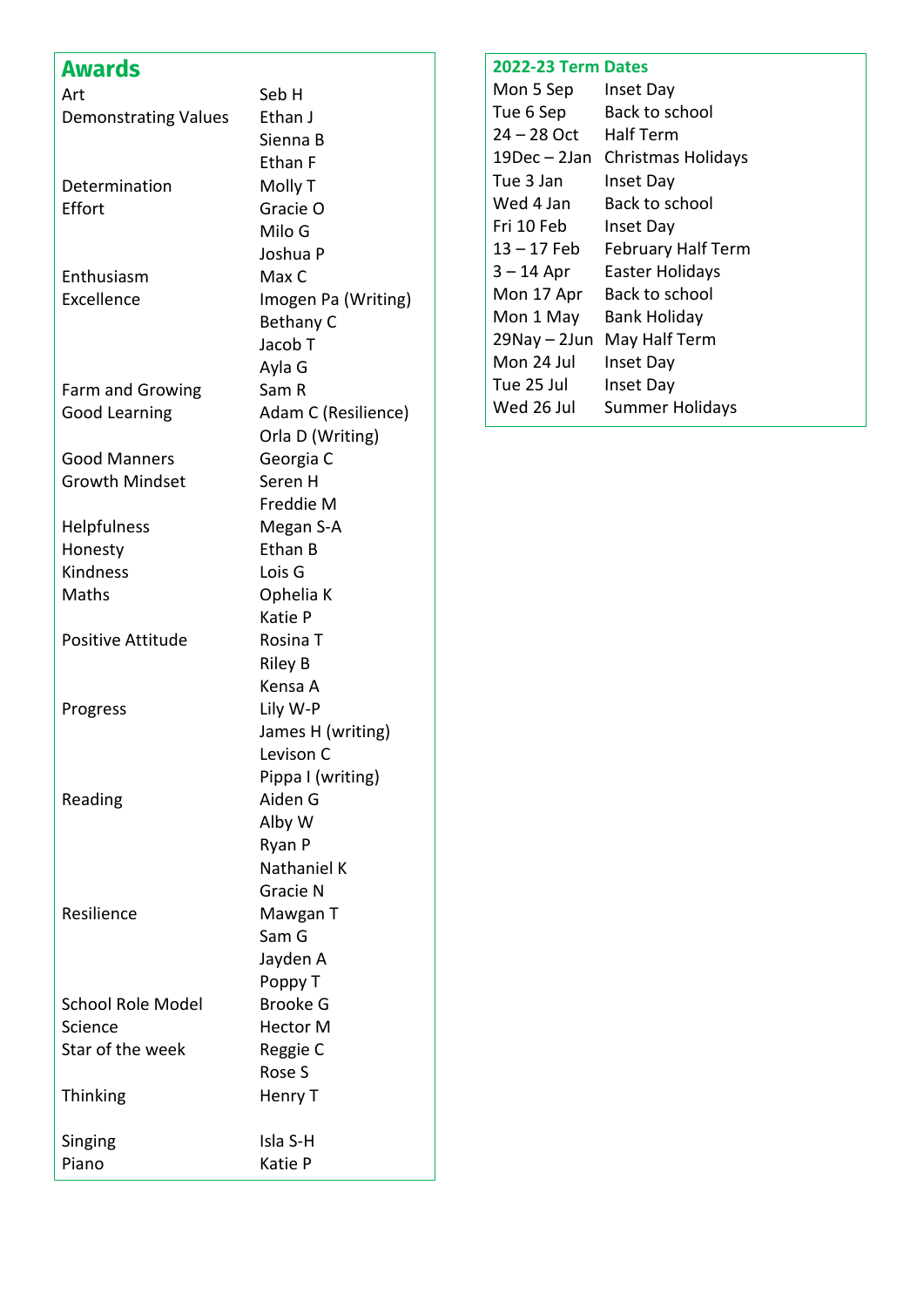## Awards

| | |
|---|---|
| Art | Seb H |
| Demonstrating Values | Ethan J |
| | Sienna B |
| | Ethan F |
| Determination | Molly T |
| Effort | Gracie O |
| | Milo G |
| | Joshua P |
| Enthusiasm | Max C |
| Excellence | Imogen Pa (Writing) |
| | Bethany C |
| | Jacob T |
| | Ayla G |
| Farm and Growing | Sam R |
| Good Learning | Adam C (Resilience) |
| | Orla D (Writing) |
| Good Manners | Georgia C |
| Growth Mindset | Seren H |
| | Freddie M |
| Helpfulness | Megan S-A |
| Honesty | Ethan B |
| Kindness | Lois G |
| Maths | Ophelia K |
| | Katie P |
| Positive Attitude | Rosina T |
| | Riley B |
| | Kensa A |
| Progress | Lily W-P |
| | James H (writing) |
| | Levison C |
| | Pippa I (writing) |
| Reading | Aiden G |
| | Alby W |
| | Ryan P |
| | Nathaniel K |
| | Gracie N |
| Resilience | Mawgan T |
| | Sam G |
| | Jayden A |
| | Poppy T |
| School Role Model | Brooke G |
| Science | Hector M |
| Star of the week | Reggie C |
| | Rose S |
| Thinking | Henry T |
| Singing | Isla S-H |
| Piano | Katie P |

## 2022-23 Term Dates

| | |
|---|---|
| Mon 5 Sep | Inset Day |
| Tue 6 Sep | Back to school |
| 24 – 28 Oct | Half Term |
| 19Dec – 2Jan | Christmas Holidays |
| Tue 3 Jan | Inset Day |
| Wed 4 Jan | Back to school |
| Fri 10 Feb | Inset Day |
| 13 – 17 Feb | February Half Term |
| 3 – 14 Apr | Easter Holidays |
| Mon 17 Apr | Back to school |
| Mon 1 May | Bank Holiday |
| 29Nay – 2Jun | May Half Term |
| Mon 24 Jul | Inset Day |
| Tue 25 Jul | Inset Day |
| Wed 26 Jul | Summer Holidays |